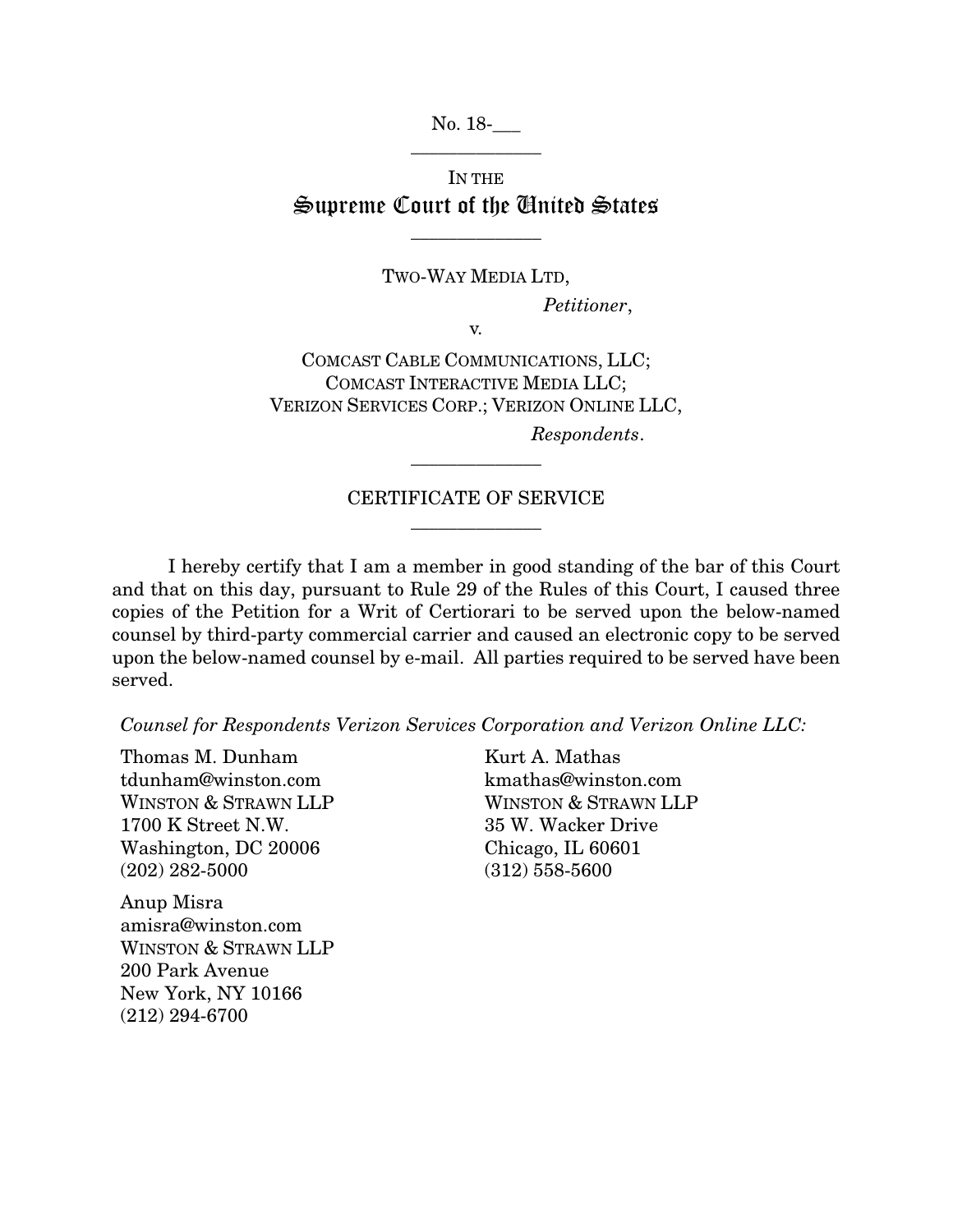No. 18-\_\_\_

---

IN THE

# Supreme Court of the United States

---

TWO-WAY MEDIA LTD,

*Petitioner*,

v.

COMCAST CABLE COMMUNICATIONS, LLC;
COMCAST INTERACTIVE MEDIA LLC;
VERIZON SERVICES CORP.; VERIZON ONLINE LLC,

*Respondents*.

---

## CERTIFICATE OF SERVICE

---

I hereby certify that I am a member in good standing of the bar of this Court and that on this day, pursuant to Rule 29 of the Rules of this Court, I caused three copies of the Petition for a Writ of Certiorari to be served upon the below-named counsel by third-party commercial carrier and caused an electronic copy to be served upon the below-named counsel by e-mail. All parties required to be served have been served.

*Counsel for Respondents Verizon Services Corporation and Verizon Online LLC:*

Thomas M. Dunham
tdunham@winston.com
WINSTON & STRAWN LLP
1700 K Street N.W.
Washington, DC 20006
(202) 282-5000

Anup Misra
amisra@winston.com
WINSTON & STRAWN LLP
200 Park Avenue
New York, NY 10166
(212) 294-6700

Kurt A. Mathas
kmathas@winston.com
WINSTON & STRAWN LLP
35 W. Wacker Drive
Chicago, IL 60601
(312) 558-5600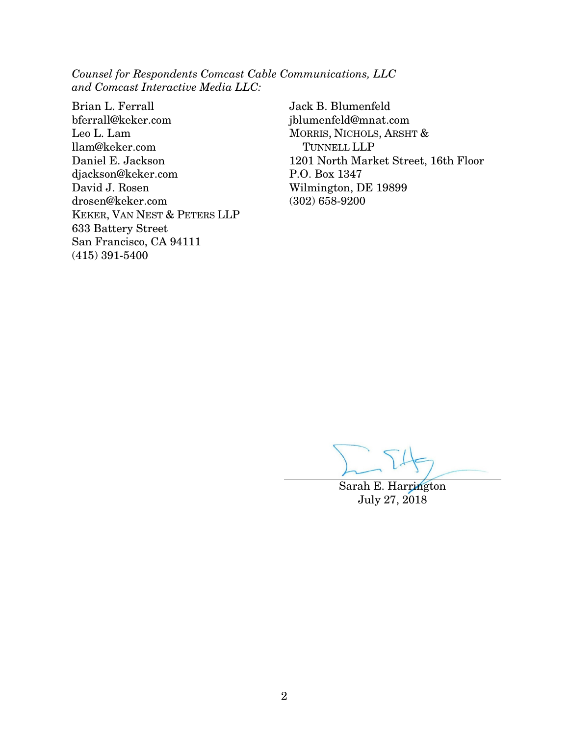*Counsel for Respondents Comcast Cable Communications, LLC and Comcast Interactive Media LLC:*

Brian L. Ferrall
bferrall@keker.com
Leo L. Lam
llam@keker.com
Daniel E. Jackson
djackson@keker.com
David J. Rosen
drosen@keker.com
KEKER, VAN NEST & PETERS LLP
633 Battery Street
San Francisco, CA 94111
(415) 391-5400

Jack B. Blumenfeld
jblumenfeld@mnat.com
MORRIS, NICHOLS, ARSHT & TUNNELL LLP
1201 North Market Street, 16th Floor
P.O. Box 1347
Wilmington, DE 19899
(302) 658-9200

Sarah E. Harrington
July 27, 2018